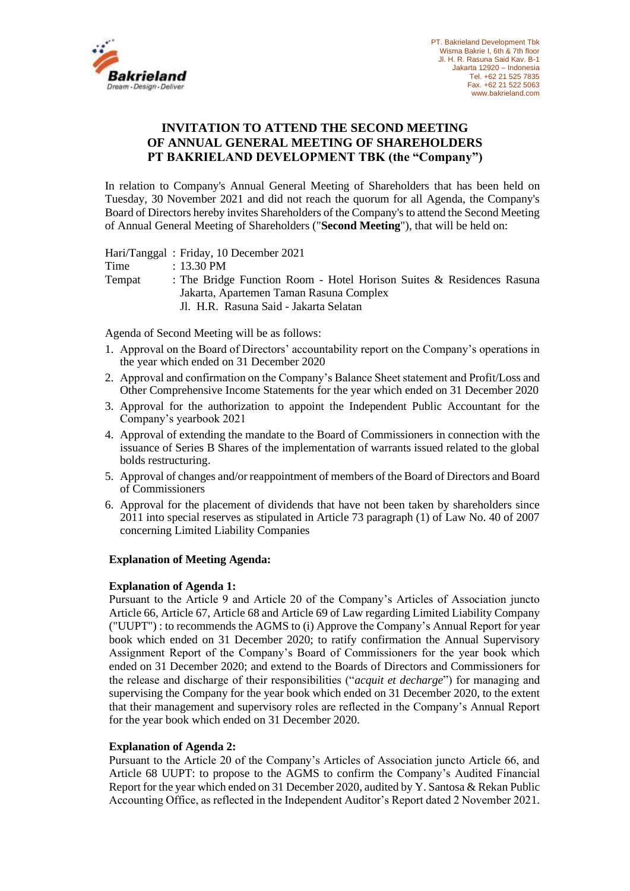PT. Bakrieland Development Tbk
Wisma Bakrie I, 6th & 7th floor
Jl. H. R. Rasuna Said Kav. B-1
Jakarta 12920 – Indonesia
Tel. +62 21 525 7835
Fax. +62 21 522 5063
www.bakrieland.com

# INVITATION TO ATTEND THE SECOND MEETING OF ANNUAL GENERAL MEETING OF SHAREHOLDERS PT BAKRIELAND DEVELOPMENT TBK (the "Company")

In relation to Company's Annual General Meeting of Shareholders that has been held on Tuesday, 30 November 2021 and did not reach the quorum for all Agenda, the Company's Board of Directors hereby invites Shareholders of the Company's to attend the Second Meeting of Annual General Meeting of Shareholders ("**Second Meeting**"), that will be held on:

Hari/Tanggal : Friday, 10 December 2021
Time : 13.30 PM
Tempat : The Bridge Function Room - Hotel Horison Suites & Residences Rasuna Jakarta, Apartemen Taman Rasuna Complex
Jl. H.R. Rasuna Said - Jakarta Selatan

Agenda of Second Meeting will be as follows:

1. Approval on the Board of Directors' accountability report on the Company's operations in the year which ended on 31 December 2020
2. Approval and confirmation on the Company's Balance Sheet statement and Profit/Loss and Other Comprehensive Income Statements for the year which ended on 31 December 2020
3. Approval for the authorization to appoint the Independent Public Accountant for the Company's yearbook 2021
4. Approval of extending the mandate to the Board of Commissioners in connection with the issuance of Series B Shares of the implementation of warrants issued related to the global bolds restructuring.
5. Approval of changes and/or reappointment of members of the Board of Directors and Board of Commissioners
6. Approval for the placement of dividends that have not been taken by shareholders since 2011 into special reserves as stipulated in Article 73 paragraph (1) of Law No. 40 of 2007 concerning Limited Liability Companies

**Explanation of Meeting Agenda:**

**Explanation of Agenda 1:**
Pursuant to the Article 9 and Article 20 of the Company's Articles of Association juncto Article 66, Article 67, Article 68 and Article 69 of Law regarding Limited Liability Company ("UUPT") : to recommends the AGMS to (i) Approve the Company's Annual Report for year book which ended on 31 December 2020; to ratify confirmation the Annual Supervisory Assignment Report of the Company's Board of Commissioners for the year book which ended on 31 December 2020; and extend to the Boards of Directors and Commissioners for the release and discharge of their responsibilities ("*acquit et decharge*") for managing and supervising the Company for the year book which ended on 31 December 2020, to the extent that their management and supervisory roles are reflected in the Company's Annual Report for the year book which ended on 31 December 2020.

**Explanation of Agenda 2:**
Pursuant to the Article 20 of the Company's Articles of Association juncto Article 66, and Article 68 UUPT: to propose to the AGMS to confirm the Company's Audited Financial Report for the year which ended on 31 December 2020, audited by Y. Santosa & Rekan Public Accounting Office, as reflected in the Independent Auditor's Report dated 2 November 2021.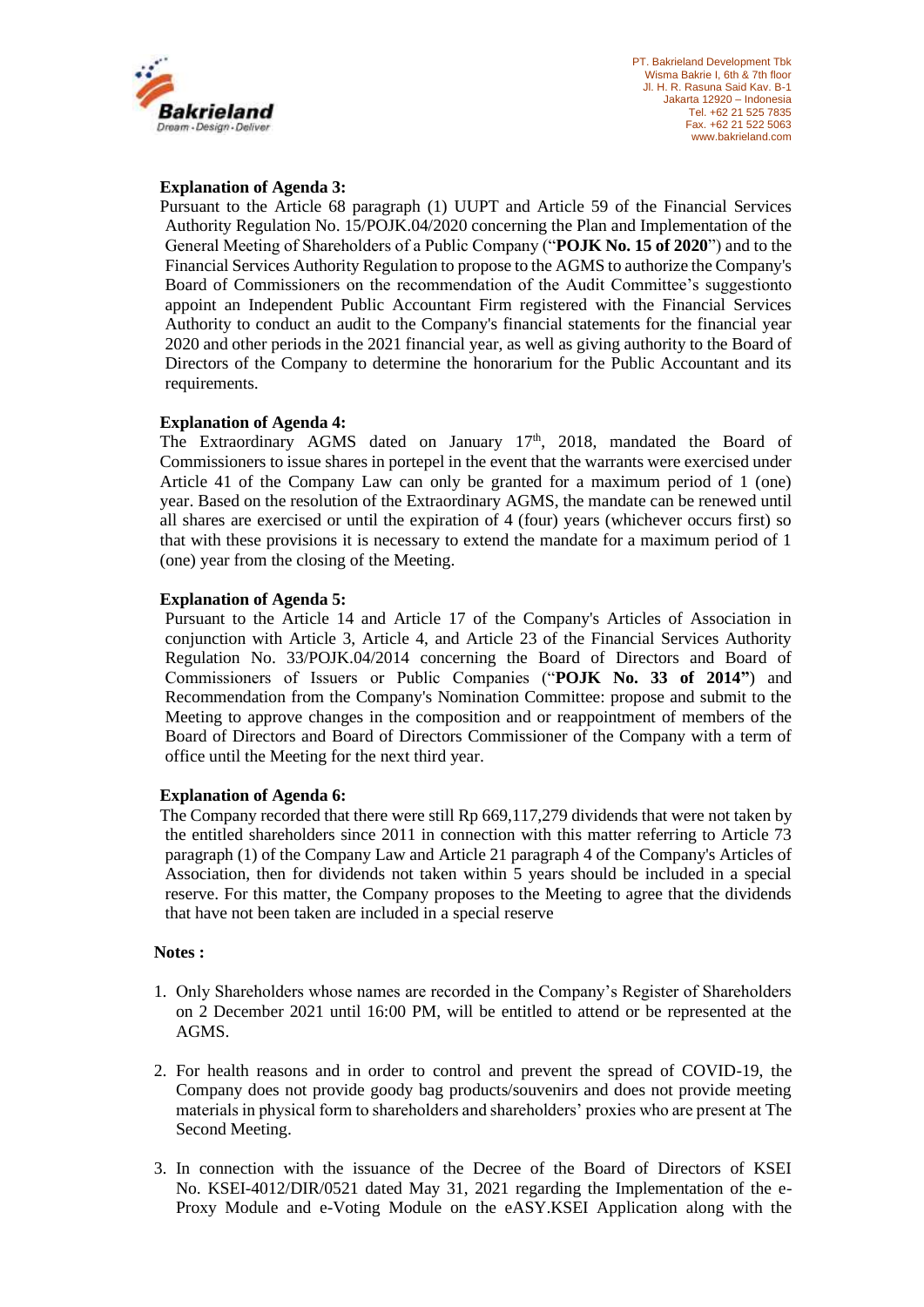**Explanation of Agenda 3:**

Pursuant to the Article 68 paragraph (1) UUPT and Article 59 of the Financial Services Authority Regulation No. 15/POJK.04/2020 concerning the Plan and Implementation of the General Meeting of Shareholders of a Public Company ("**POJK No. 15 of 2020**") and to the Financial Services Authority Regulation to propose to the AGMS to authorize the Company's Board of Commissioners on the recommendation of the Audit Committee's suggestionto appoint an Independent Public Accountant Firm registered with the Financial Services Authority to conduct an audit to the Company's financial statements for the financial year 2020 and other periods in the 2021 financial year, as well as giving authority to the Board of Directors of the Company to determine the honorarium for the Public Accountant and its requirements.

**Explanation of Agenda 4:**

The Extraordinary AGMS dated on January 17th, 2018, mandated the Board of Commissioners to issue shares in portepel in the event that the warrants were exercised under Article 41 of the Company Law can only be granted for a maximum period of 1 (one) year. Based on the resolution of the Extraordinary AGMS, the mandate can be renewed until all shares are exercised or until the expiration of 4 (four) years (whichever occurs first) so that with these provisions it is necessary to extend the mandate for a maximum period of 1 (one) year from the closing of the Meeting.

**Explanation of Agenda 5:**

Pursuant to the Article 14 and Article 17 of the Company's Articles of Association in conjunction with Article 3, Article 4, and Article 23 of the Financial Services Authority Regulation No. 33/POJK.04/2014 concerning the Board of Directors and Board of Commissioners of Issuers or Public Companies ("**POJK No. 33 of 2014"**) and Recommendation from the Company's Nomination Committee: propose and submit to the Meeting to approve changes in the composition and or reappointment of members of the Board of Directors and Board of Directors Commissioner of the Company with a term of office until the Meeting for the next third year.

**Explanation of Agenda 6:**

The Company recorded that there were still Rp 669,117,279 dividends that were not taken by the entitled shareholders since 2011 in connection with this matter referring to Article 73 paragraph (1) of the Company Law and Article 21 paragraph 4 of the Company's Articles of Association, then for dividends not taken within 5 years should be included in a special reserve. For this matter, the Company proposes to the Meeting to agree that the dividends that have not been taken are included in a special reserve

**Notes :**

1. Only Shareholders whose names are recorded in the Company's Register of Shareholders on 2 December 2021 until 16:00 PM, will be entitled to attend or be represented at the AGMS.

2. For health reasons and in order to control and prevent the spread of COVID-19, the Company does not provide goody bag products/souvenirs and does not provide meeting materials in physical form to shareholders and shareholders' proxies who are present at The Second Meeting.

3. In connection with the issuance of the Decree of the Board of Directors of KSEI No. KSEI-4012/DIR/0521 dated May 31, 2021 regarding the Implementation of the e-Proxy Module and e-Voting Module on the eASY.KSEI Application along with the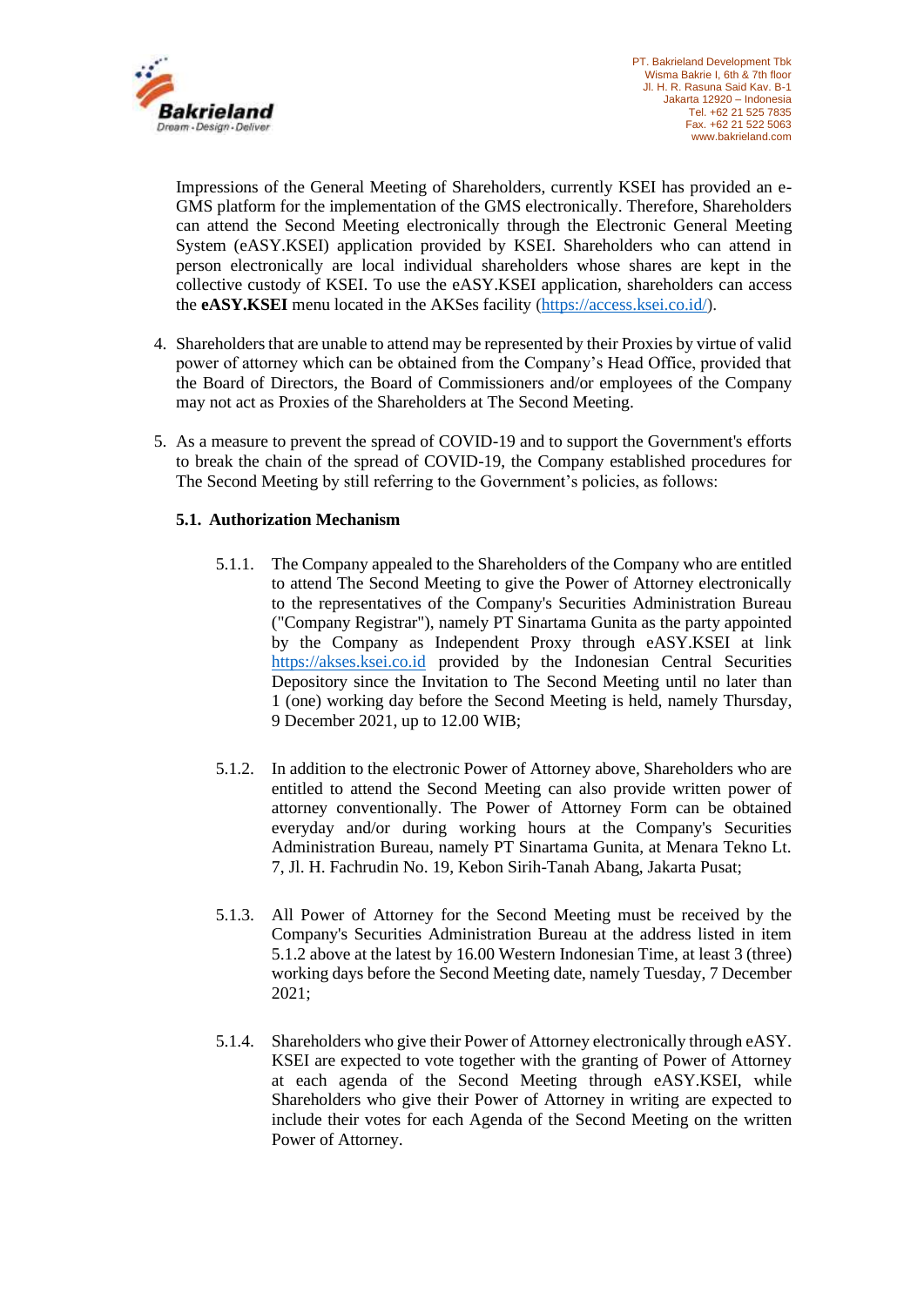Impressions of the General Meeting of Shareholders, currently KSEI has provided an e-GMS platform for the implementation of the GMS electronically. Therefore, Shareholders can attend the Second Meeting electronically through the Electronic General Meeting System (eASY.KSEI) application provided by KSEI. Shareholders who can attend in person electronically are local individual shareholders whose shares are kept in the collective custody of KSEI. To use the eASY.KSEI application, shareholders can access the **eASY.KSEI** menu located in the AKSes facility (https://access.ksei.co.id/).

4. Shareholders that are unable to attend may be represented by their Proxies by virtue of valid power of attorney which can be obtained from the Company's Head Office, provided that the Board of Directors, the Board of Commissioners and/or employees of the Company may not act as Proxies of the Shareholders at The Second Meeting.

5. As a measure to prevent the spread of COVID-19 and to support the Government's efforts to break the chain of the spread of COVID-19, the Company established procedures for The Second Meeting by still referring to the Government's policies, as follows:

   **5.1. Authorization Mechanism**

   5.1.1. The Company appealed to the Shareholders of the Company who are entitled to attend The Second Meeting to give the Power of Attorney electronically to the representatives of the Company's Securities Administration Bureau ("Company Registrar"), namely PT Sinartama Gunita as the party appointed by the Company as Independent Proxy through eASY.KSEI at link https://akses.ksei.co.id provided by the Indonesian Central Securities Depository since the Invitation to The Second Meeting until no later than 1 (one) working day before the Second Meeting is held, namely Thursday, 9 December 2021, up to 12.00 WIB;

   5.1.2. In addition to the electronic Power of Attorney above, Shareholders who are entitled to attend the Second Meeting can also provide written power of attorney conventionally. The Power of Attorney Form can be obtained everyday and/or during working hours at the Company's Securities Administration Bureau, namely PT Sinartama Gunita, at Menara Tekno Lt. 7, Jl. H. Fachrudin No. 19, Kebon Sirih-Tanah Abang, Jakarta Pusat;

   5.1.3. All Power of Attorney for the Second Meeting must be received by the Company's Securities Administration Bureau at the address listed in item 5.1.2 above at the latest by 16.00 Western Indonesian Time, at least 3 (three) working days before the Second Meeting date, namely Tuesday, 7 December 2021;

   5.1.4. Shareholders who give their Power of Attorney electronically through eASY. KSEI are expected to vote together with the granting of Power of Attorney at each agenda of the Second Meeting through eASY.KSEI, while Shareholders who give their Power of Attorney in writing are expected to include their votes for each Agenda of the Second Meeting on the written Power of Attorney.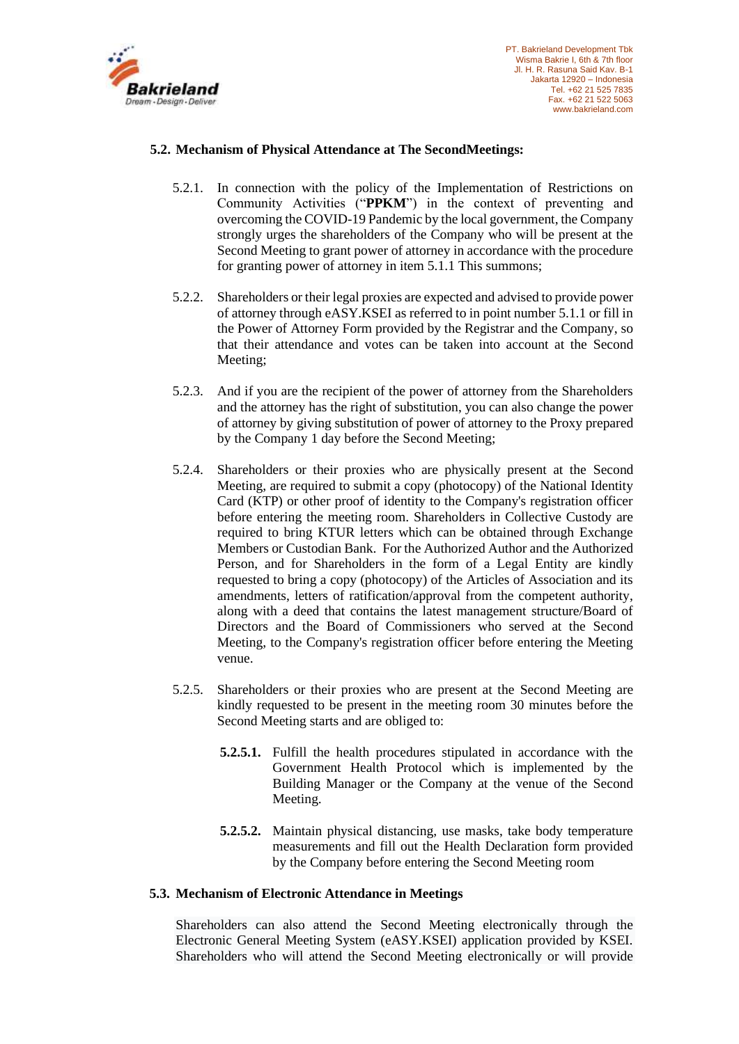### 5.2. Mechanism of Physical Attendance at The SecondMeetings:

5.2.1. In connection with the policy of the Implementation of Restrictions on Community Activities ("**PPKM**") in the context of preventing and overcoming the COVID-19 Pandemic by the local government, the Company strongly urges the shareholders of the Company who will be present at the Second Meeting to grant power of attorney in accordance with the procedure for granting power of attorney in item 5.1.1 This summons;

5.2.2. Shareholders or their legal proxies are expected and advised to provide power of attorney through eASY.KSEI as referred to in point number 5.1.1 or fill in the Power of Attorney Form provided by the Registrar and the Company, so that their attendance and votes can be taken into account at the Second Meeting;

5.2.3. And if you are the recipient of the power of attorney from the Shareholders and the attorney has the right of substitution, you can also change the power of attorney by giving substitution of power of attorney to the Proxy prepared by the Company 1 day before the Second Meeting;

5.2.4. Shareholders or their proxies who are physically present at the Second Meeting, are required to submit a copy (photocopy) of the National Identity Card (KTP) or other proof of identity to the Company's registration officer before entering the meeting room. Shareholders in Collective Custody are required to bring KTUR letters which can be obtained through Exchange Members or Custodian Bank. For the Authorized Author and the Authorized Person, and for Shareholders in the form of a Legal Entity are kindly requested to bring a copy (photocopy) of the Articles of Association and its amendments, letters of ratification/approval from the competent authority, along with a deed that contains the latest management structure/Board of Directors and the Board of Commissioners who served at the Second Meeting, to the Company's registration officer before entering the Meeting venue.

5.2.5. Shareholders or their proxies who are present at the Second Meeting are kindly requested to be present in the meeting room 30 minutes before the Second Meeting starts and are obliged to:

**5.2.5.1.** Fulfill the health procedures stipulated in accordance with the Government Health Protocol which is implemented by the Building Manager or the Company at the venue of the Second Meeting.

**5.2.5.2.** Maintain physical distancing, use masks, take body temperature measurements and fill out the Health Declaration form provided by the Company before entering the Second Meeting room

### 5.3. Mechanism of Electronic Attendance in Meetings

Shareholders can also attend the Second Meeting electronically through the Electronic General Meeting System (eASY.KSEI) application provided by KSEI. Shareholders who will attend the Second Meeting electronically or will provide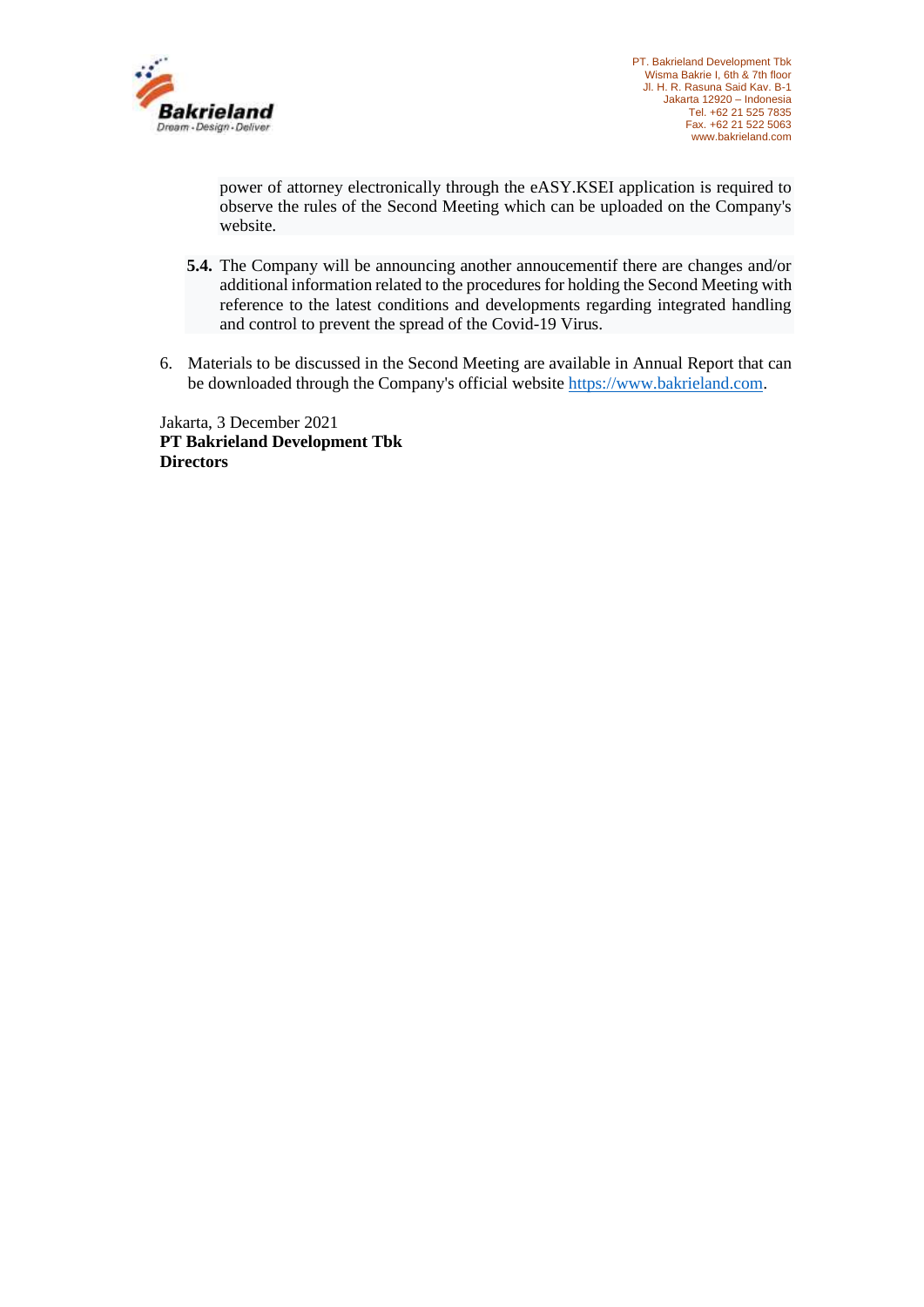power of attorney electronically through the eASY.KSEI application is required to observe the rules of the Second Meeting which can be uploaded on the Company's website.

**5.4.** The Company will be announcing another annoucementif there are changes and/or additional information related to the procedures for holding the Second Meeting with reference to the latest conditions and developments regarding integrated handling and control to prevent the spread of the Covid-19 Virus.

6. Materials to be discussed in the Second Meeting are available in Annual Report that can be downloaded through the Company's official website https://www.bakrieland.com.

Jakarta, 3 December 2021
**PT Bakrieland Development Tbk**
**Directors**